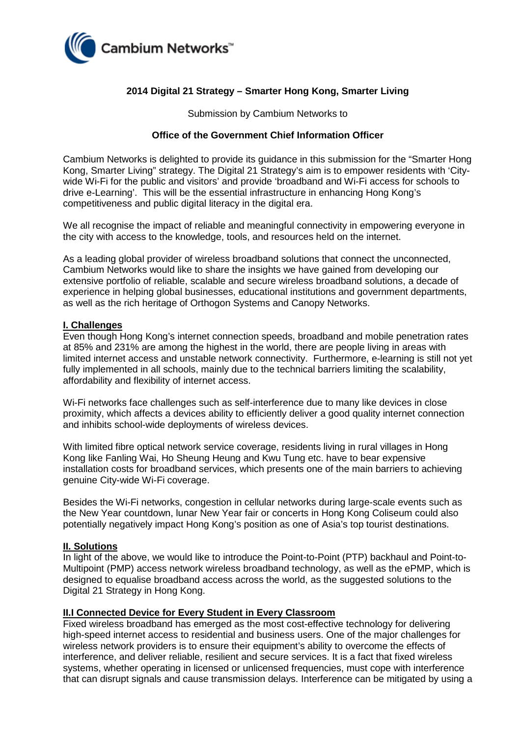**2014 Digital 21 Strategy – Smarter Hong Kong, Smarter Living**

Submission by Cambium Networks to

**Office of the Government Chief Information Officer**

Cambium Networks is delighted to provide its guidance in this submission for the "Smarter Hong Kong, Smarter Living" strategy. The Digital 21 Strategy's aim is to empower residents with 'City-wide Wi-Fi for the public and visitors' and provide 'broadband and Wi-Fi access for schools to drive e-Learning'. This will be the essential infrastructure in enhancing Hong Kong's competitiveness and public digital literacy in the digital era.

We all recognise the impact of reliable and meaningful connectivity in empowering everyone in the city with access to the knowledge, tools, and resources held on the internet.

As a leading global provider of wireless broadband solutions that connect the unconnected, Cambium Networks would like to share the insights we have gained from developing our extensive portfolio of reliable, scalable and secure wireless broadband solutions, a decade of experience in helping global businesses, educational institutions and government departments, as well as the rich heritage of Orthogon Systems and Canopy Networks.

## I. Challenges

Even though Hong Kong's internet connection speeds, broadband and mobile penetration rates at 85% and 231% are among the highest in the world, there are people living in areas with limited internet access and unstable network connectivity. Furthermore, e-learning is still not yet fully implemented in all schools, mainly due to the technical barriers limiting the scalability, affordability and flexibility of internet access.

Wi-Fi networks face challenges such as self-interference due to many like devices in close proximity, which affects a devices ability to efficiently deliver a good quality internet connection and inhibits school-wide deployments of wireless devices.

With limited fibre optical network service coverage, residents living in rural villages in Hong Kong like Fanling Wai, Ho Sheung Heung and Kwu Tung etc. have to bear expensive installation costs for broadband services, which presents one of the main barriers to achieving genuine City-wide Wi-Fi coverage.

Besides the Wi-Fi networks, congestion in cellular networks during large-scale events such as the New Year countdown, lunar New Year fair or concerts in Hong Kong Coliseum could also potentially negatively impact Hong Kong's position as one of Asia's top tourist destinations.

## II. Solutions

In light of the above, we would like to introduce the Point-to-Point (PTP) backhaul and Point-to-Multipoint (PMP) access network wireless broadband technology, as well as the ePMP, which is designed to equalise broadband access across the world, as the suggested solutions to the Digital 21 Strategy in Hong Kong.

### II.I Connected Device for Every Student in Every Classroom

Fixed wireless broadband has emerged as the most cost-effective technology for delivering high-speed internet access to residential and business users. One of the major challenges for wireless network providers is to ensure their equipment's ability to overcome the effects of interference, and deliver reliable, resilient and secure services. It is a fact that fixed wireless systems, whether operating in licensed or unlicensed frequencies, must cope with interference that can disrupt signals and cause transmission delays. Interference can be mitigated by using a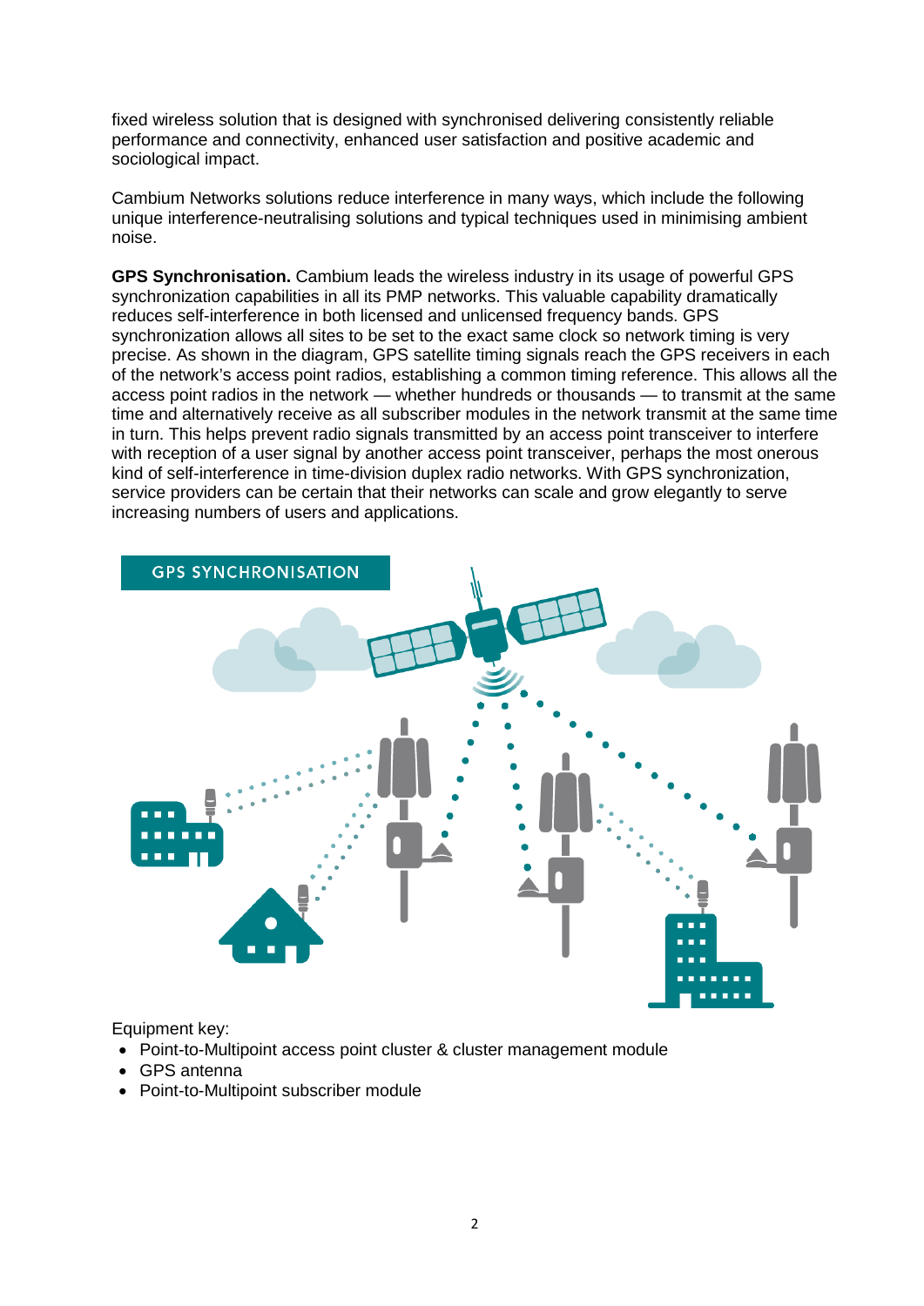fixed wireless solution that is designed with synchronised delivering consistently reliable performance and connectivity, enhanced user satisfaction and positive academic and sociological impact.

Cambium Networks solutions reduce interference in many ways, which include the following unique interference-neutralising solutions and typical techniques used in minimising ambient noise.

**GPS Synchronisation.** Cambium leads the wireless industry in its usage of powerful GPS synchronization capabilities in all its PMP networks. This valuable capability dramatically reduces self-interference in both licensed and unlicensed frequency bands. GPS synchronization allows all sites to be set to the exact same clock so network timing is very precise. As shown in the diagram, GPS satellite timing signals reach the GPS receivers in each of the network's access point radios, establishing a common timing reference. This allows all the access point radios in the network — whether hundreds or thousands — to transmit at the same time and alternatively receive as all subscriber modules in the network transmit at the same time in turn. This helps prevent radio signals transmitted by an access point transceiver to interfere with reception of a user signal by another access point transceiver, perhaps the most onerous kind of self-interference in time-division duplex radio networks. With GPS synchronization, service providers can be certain that their networks can scale and grow elegantly to serve increasing numbers of users and applications.

GPS SYNCHRONISATION

Equipment key:

- Point-to-Multipoint access point cluster & cluster management module
- GPS antenna
- Point-to-Multipoint subscriber module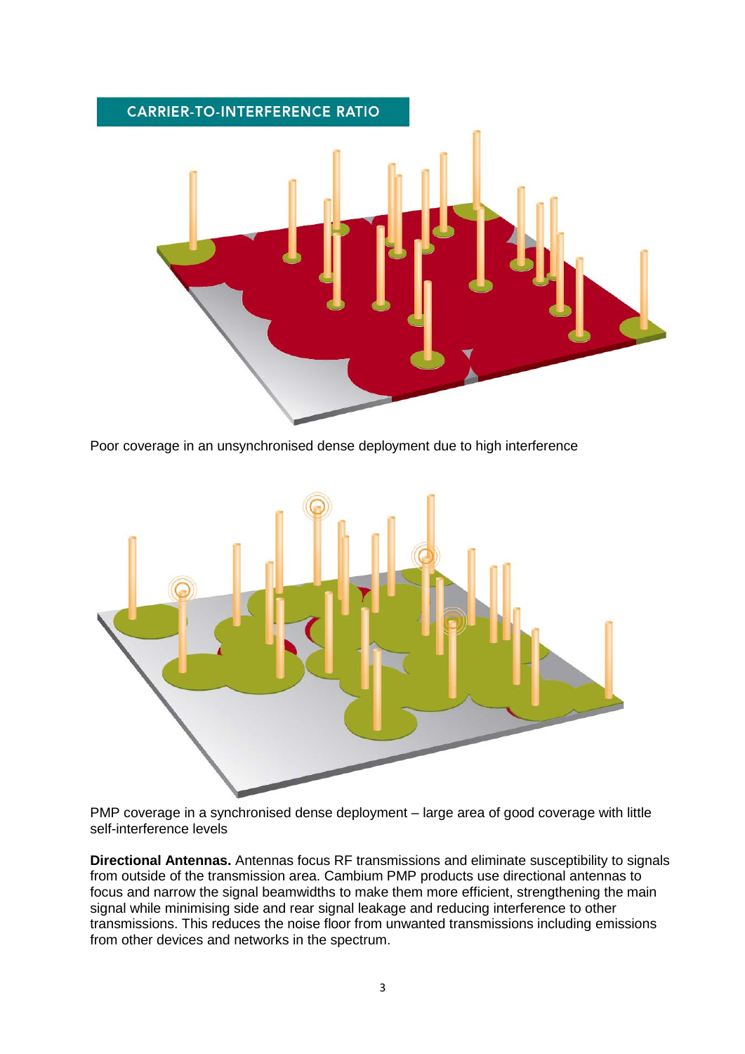CARRIER-TO-INTERFERENCE RATIO

Poor coverage in an unsynchronised dense deployment due to high interference

PMP coverage in a synchronised dense deployment – large area of good coverage with little self-interference levels

**Directional Antennas.** Antennas focus RF transmissions and eliminate susceptibility to signals from outside of the transmission area. Cambium PMP products use directional antennas to focus and narrow the signal beamwidths to make them more efficient, strengthening the main signal while minimising side and rear signal leakage and reducing interference to other transmissions. This reduces the noise floor from unwanted transmissions including emissions from other devices and networks in the spectrum.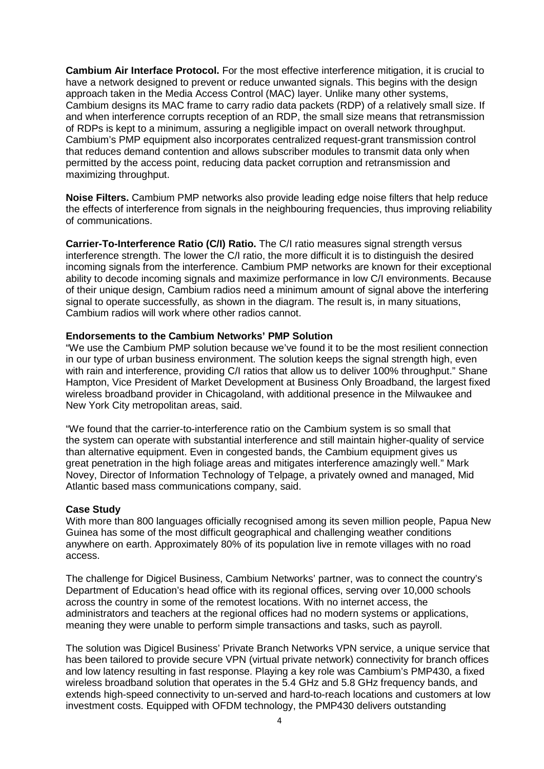**Cambium Air Interface Protocol.** For the most effective interference mitigation, it is crucial to have a network designed to prevent or reduce unwanted signals. This begins with the design approach taken in the Media Access Control (MAC) layer. Unlike many other systems, Cambium designs its MAC frame to carry radio data packets (RDP) of a relatively small size. If and when interference corrupts reception of an RDP, the small size means that retransmission of RDPs is kept to a minimum, assuring a negligible impact on overall network throughput. Cambium's PMP equipment also incorporates centralized request-grant transmission control that reduces demand contention and allows subscriber modules to transmit data only when permitted by the access point, reducing data packet corruption and retransmission and maximizing throughput.

**Noise Filters.** Cambium PMP networks also provide leading edge noise filters that help reduce the effects of interference from signals in the neighbouring frequencies, thus improving reliability of communications.

**Carrier-To-Interference Ratio (C/I) Ratio.** The C/I ratio measures signal strength versus interference strength. The lower the C/I ratio, the more difficult it is to distinguish the desired incoming signals from the interference. Cambium PMP networks are known for their exceptional ability to decode incoming signals and maximize performance in low C/I environments. Because of their unique design, Cambium radios need a minimum amount of signal above the interfering signal to operate successfully, as shown in the diagram. The result is, in many situations, Cambium radios will work where other radios cannot.

**Endorsements to the Cambium Networks' PMP Solution**

"We use the Cambium PMP solution because we've found it to be the most resilient connection in our type of urban business environment. The solution keeps the signal strength high, even with rain and interference, providing C/I ratios that allow us to deliver 100% throughput." Shane Hampton, Vice President of Market Development at Business Only Broadband, the largest fixed wireless broadband provider in Chicagoland, with additional presence in the Milwaukee and New York City metropolitan areas, said.

"We found that the carrier-to-interference ratio on the Cambium system is so small that the system can operate with substantial interference and still maintain higher-quality of service than alternative equipment. Even in congested bands, the Cambium equipment gives us great penetration in the high foliage areas and mitigates interference amazingly well." Mark Novey, Director of Information Technology of Telpage, a privately owned and managed, Mid Atlantic based mass communications company, said.

**Case Study**

With more than 800 languages officially recognised among its seven million people, Papua New Guinea has some of the most difficult geographical and challenging weather conditions anywhere on earth. Approximately 80% of its population live in remote villages with no road access.

The challenge for Digicel Business, Cambium Networks' partner, was to connect the country's Department of Education's head office with its regional offices, serving over 10,000 schools across the country in some of the remotest locations. With no internet access, the administrators and teachers at the regional offices had no modern systems or applications, meaning they were unable to perform simple transactions and tasks, such as payroll.

The solution was Digicel Business' Private Branch Networks VPN service, a unique service that has been tailored to provide secure VPN (virtual private network) connectivity for branch offices and low latency resulting in fast response. Playing a key role was Cambium's PMP430, a fixed wireless broadband solution that operates in the 5.4 GHz and 5.8 GHz frequency bands, and extends high-speed connectivity to un-served and hard-to-reach locations and customers at low investment costs. Equipped with OFDM technology, the PMP430 delivers outstanding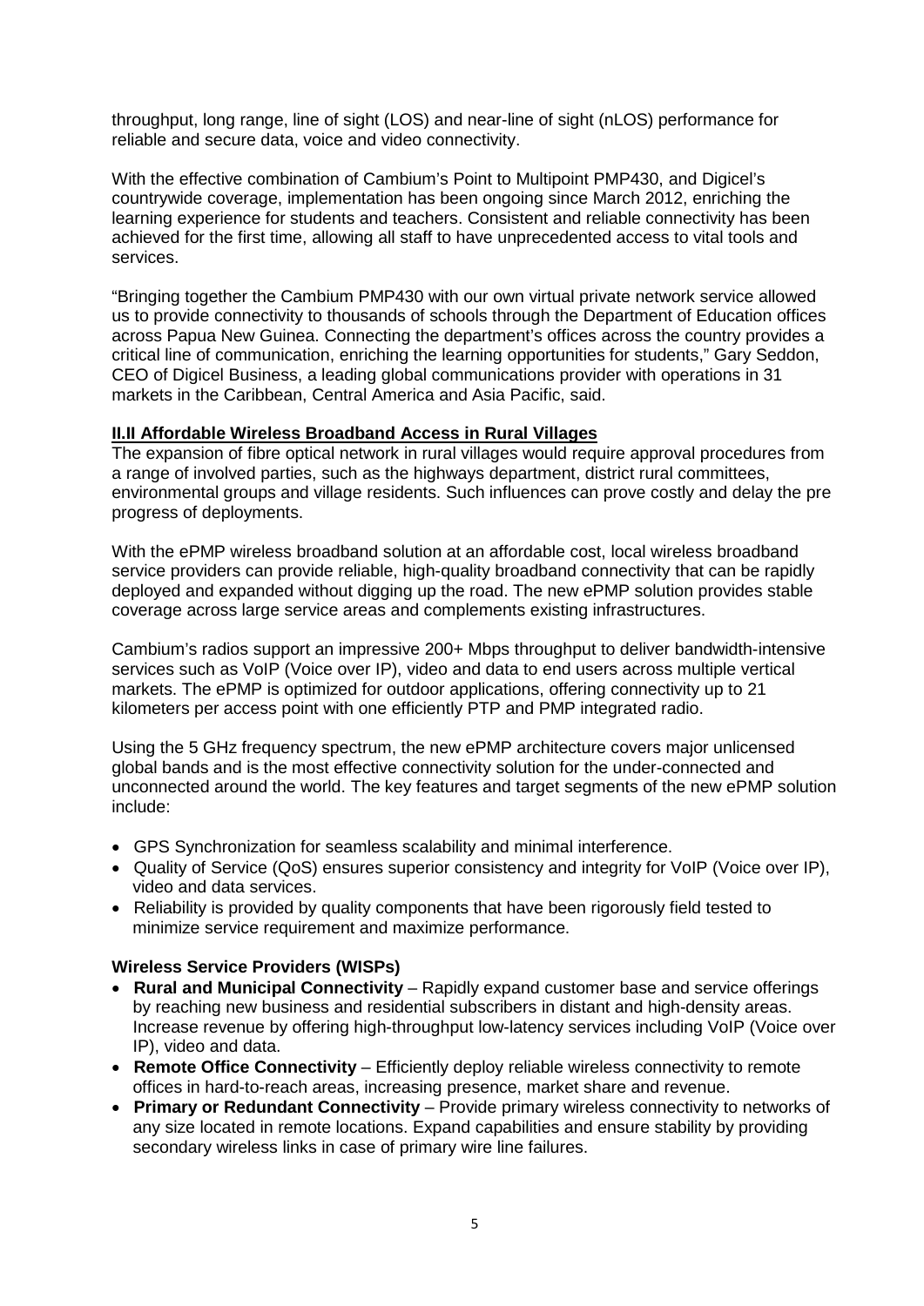throughput, long range, line of sight (LOS) and near-line of sight (nLOS) performance for reliable and secure data, voice and video connectivity.

With the effective combination of Cambium's Point to Multipoint PMP430, and Digicel's countrywide coverage, implementation has been ongoing since March 2012, enriching the learning experience for students and teachers. Consistent and reliable connectivity has been achieved for the first time, allowing all staff to have unprecedented access to vital tools and services.

"Bringing together the Cambium PMP430 with our own virtual private network service allowed us to provide connectivity to thousands of schools through the Department of Education offices across Papua New Guinea. Connecting the department's offices across the country provides a critical line of communication, enriching the learning opportunities for students," Gary Seddon, CEO of Digicel Business, a leading global communications provider with operations in 31 markets in the Caribbean, Central America and Asia Pacific, said.

## II.II Affordable Wireless Broadband Access in Rural Villages

The expansion of fibre optical network in rural villages would require approval procedures from a range of involved parties, such as the highways department, district rural committees, environmental groups and village residents. Such influences can prove costly and delay the pre progress of deployments.

With the ePMP wireless broadband solution at an affordable cost, local wireless broadband service providers can provide reliable, high-quality broadband connectivity that can be rapidly deployed and expanded without digging up the road. The new ePMP solution provides stable coverage across large service areas and complements existing infrastructures.

Cambium's radios support an impressive 200+ Mbps throughput to deliver bandwidth-intensive services such as VoIP (Voice over IP), video and data to end users across multiple vertical markets. The ePMP is optimized for outdoor applications, offering connectivity up to 21 kilometers per access point with one efficiently PTP and PMP integrated radio.

Using the 5 GHz frequency spectrum, the new ePMP architecture covers major unlicensed global bands and is the most effective connectivity solution for the under-connected and unconnected around the world. The key features and target segments of the new ePMP solution include:

- GPS Synchronization for seamless scalability and minimal interference.
- Quality of Service (QoS) ensures superior consistency and integrity for VoIP (Voice over IP), video and data services.
- Reliability is provided by quality components that have been rigorously field tested to minimize service requirement and maximize performance.

**Wireless Service Providers (WISPs)**

- **Rural and Municipal Connectivity** – Rapidly expand customer base and service offerings by reaching new business and residential subscribers in distant and high-density areas. Increase revenue by offering high-throughput low-latency services including VoIP (Voice over IP), video and data.
- **Remote Office Connectivity** – Efficiently deploy reliable wireless connectivity to remote offices in hard-to-reach areas, increasing presence, market share and revenue.
- **Primary or Redundant Connectivity** – Provide primary wireless connectivity to networks of any size located in remote locations. Expand capabilities and ensure stability by providing secondary wireless links in case of primary wire line failures.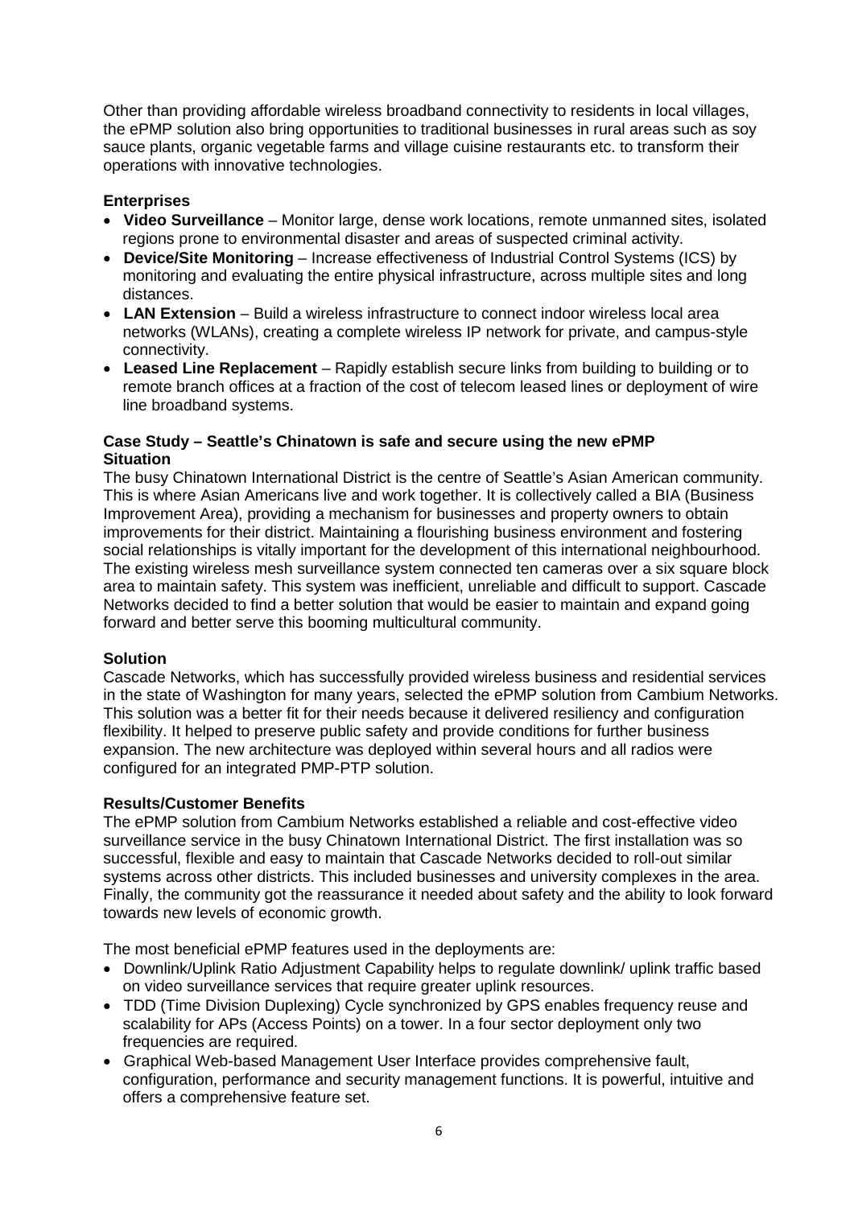Other than providing affordable wireless broadband connectivity to residents in local villages, the ePMP solution also bring opportunities to traditional businesses in rural areas such as soy sauce plants, organic vegetable farms and village cuisine restaurants etc. to transform their operations with innovative technologies.

**Enterprises**

- **Video Surveillance** – Monitor large, dense work locations, remote unmanned sites, isolated regions prone to environmental disaster and areas of suspected criminal activity.
- **Device/Site Monitoring** – Increase effectiveness of Industrial Control Systems (ICS) by monitoring and evaluating the entire physical infrastructure, across multiple sites and long distances.
- **LAN Extension** – Build a wireless infrastructure to connect indoor wireless local area networks (WLANs), creating a complete wireless IP network for private, and campus-style connectivity.
- **Leased Line Replacement** – Rapidly establish secure links from building to building or to remote branch offices at a fraction of the cost of telecom leased lines or deployment of wire line broadband systems.

**Case Study – Seattle's Chinatown is safe and secure using the new ePMP**
**Situation**

The busy Chinatown International District is the centre of Seattle's Asian American community. This is where Asian Americans live and work together. It is collectively called a BIA (Business Improvement Area), providing a mechanism for businesses and property owners to obtain improvements for their district. Maintaining a flourishing business environment and fostering social relationships is vitally important for the development of this international neighbourhood. The existing wireless mesh surveillance system connected ten cameras over a six square block area to maintain safety. This system was inefficient, unreliable and difficult to support. Cascade Networks decided to find a better solution that would be easier to maintain and expand going forward and better serve this booming multicultural community.

**Solution**

Cascade Networks, which has successfully provided wireless business and residential services in the state of Washington for many years, selected the ePMP solution from Cambium Networks. This solution was a better fit for their needs because it delivered resiliency and configuration flexibility. It helped to preserve public safety and provide conditions for further business expansion. The new architecture was deployed within several hours and all radios were configured for an integrated PMP-PTP solution.

**Results/Customer Benefits**

The ePMP solution from Cambium Networks established a reliable and cost-effective video surveillance service in the busy Chinatown International District. The first installation was so successful, flexible and easy to maintain that Cascade Networks decided to roll-out similar systems across other districts. This included businesses and university complexes in the area. Finally, the community got the reassurance it needed about safety and the ability to look forward towards new levels of economic growth.

The most beneficial ePMP features used in the deployments are:

- Downlink/Uplink Ratio Adjustment Capability helps to regulate downlink/ uplink traffic based on video surveillance services that require greater uplink resources.
- TDD (Time Division Duplexing) Cycle synchronized by GPS enables frequency reuse and scalability for APs (Access Points) on a tower. In a four sector deployment only two frequencies are required.
- Graphical Web-based Management User Interface provides comprehensive fault, configuration, performance and security management functions. It is powerful, intuitive and offers a comprehensive feature set.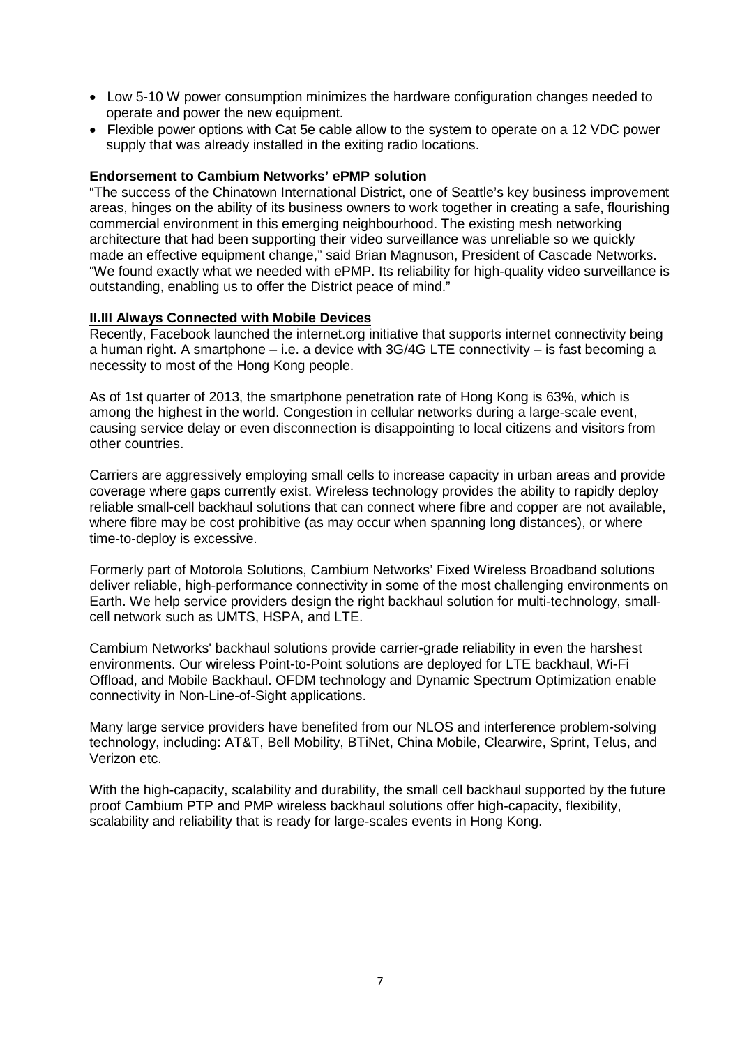- Low 5-10 W power consumption minimizes the hardware configuration changes needed to operate and power the new equipment.
- Flexible power options with Cat 5e cable allow to the system to operate on a 12 VDC power supply that was already installed in the exiting radio locations.

**Endorsement to Cambium Networks' ePMP solution**

"The success of the Chinatown International District, one of Seattle's key business improvement areas, hinges on the ability of its business owners to work together in creating a safe, flourishing commercial environment in this emerging neighbourhood. The existing mesh networking architecture that had been supporting their video surveillance was unreliable so we quickly made an effective equipment change," said Brian Magnuson, President of Cascade Networks. "We found exactly what we needed with ePMP. Its reliability for high-quality video surveillance is outstanding, enabling us to offer the District peace of mind."

### II.III Always Connected with Mobile Devices

Recently, Facebook launched the internet.org initiative that supports internet connectivity being a human right. A smartphone – i.e. a device with 3G/4G LTE connectivity – is fast becoming a necessity to most of the Hong Kong people.

As of 1st quarter of 2013, the smartphone penetration rate of Hong Kong is 63%, which is among the highest in the world. Congestion in cellular networks during a large-scale event, causing service delay or even disconnection is disappointing to local citizens and visitors from other countries.

Carriers are aggressively employing small cells to increase capacity in urban areas and provide coverage where gaps currently exist. Wireless technology provides the ability to rapidly deploy reliable small-cell backhaul solutions that can connect where fibre and copper are not available, where fibre may be cost prohibitive (as may occur when spanning long distances), or where time-to-deploy is excessive.

Formerly part of Motorola Solutions, Cambium Networks' Fixed Wireless Broadband solutions deliver reliable, high-performance connectivity in some of the most challenging environments on Earth. We help service providers design the right backhaul solution for multi-technology, small-cell network such as UMTS, HSPA, and LTE.

Cambium Networks' backhaul solutions provide carrier-grade reliability in even the harshest environments. Our wireless Point-to-Point solutions are deployed for LTE backhaul, Wi-Fi Offload, and Mobile Backhaul. OFDM technology and Dynamic Spectrum Optimization enable connectivity in Non-Line-of-Sight applications.

Many large service providers have benefited from our NLOS and interference problem-solving technology, including: AT&T, Bell Mobility, BTiNet, China Mobile, Clearwire, Sprint, Telus, and Verizon etc.

With the high-capacity, scalability and durability, the small cell backhaul supported by the future proof Cambium PTP and PMP wireless backhaul solutions offer high-capacity, flexibility, scalability and reliability that is ready for large-scales events in Hong Kong.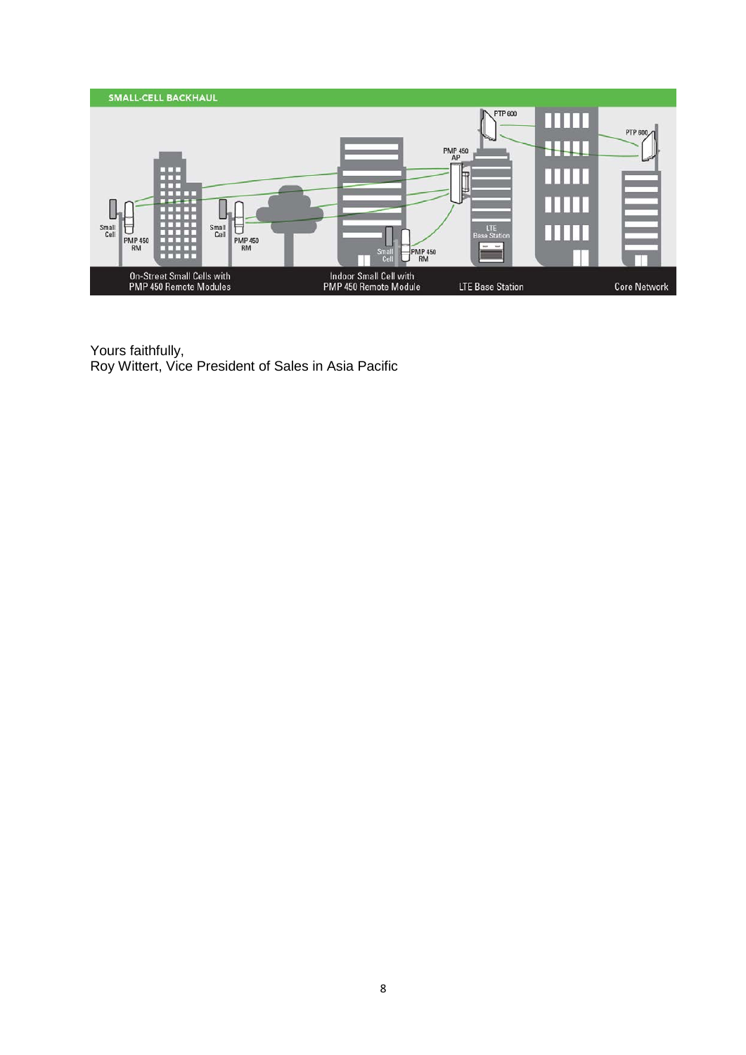SMALL-CELL BACKHAUL

PTP 600

PTP 600

PMP 450 AP

Small Cell

PMP 450 RM

Small Cell

PMP 450 RM

Small Cell

PMP 450 RM

LTE Base Station

On-Street Small Cells with PMP 450 Remote Modules

Indoor Small Cell with PMP 450 Remote Module

LTE Base Station

Core Network

Yours faithfully,
Roy Wittert, Vice President of Sales in Asia Pacific